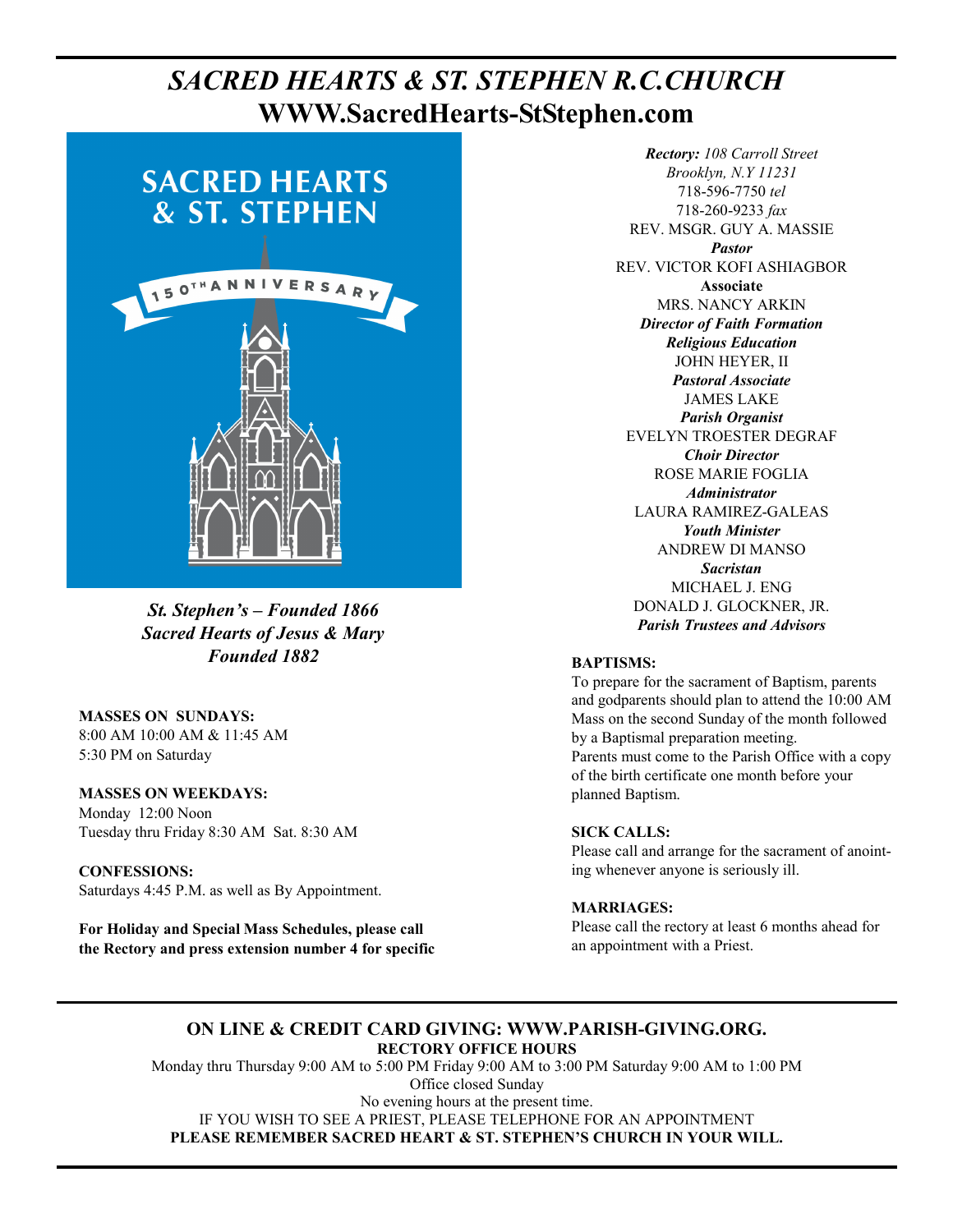# *SACRED HEARTS & ST. STEPHEN R.C.CHURCH*

## WWW.SacredHearts-StStephen.com

SACRED HEARTS & ST. STEPHEN

150TH ANNIVERSARY

***St. Stephen's – Founded 1866***
***Sacred Hearts of Jesus & Mary***
***Founded 1882***

**MASSES ON SUNDAYS:**
8:00 AM 10:00 AM & 11:45 AM
5:30 PM on Saturday

**MASSES ON WEEKDAYS:**
Monday 12:00 Noon
Tuesday thru Friday 8:30 AM Sat. 8:30 AM

**CONFESSIONS:**
Saturdays 4:45 P.M. as well as By Appointment.

**For Holiday and Special Mass Schedules, please call the Rectory and press extension number 4 for specific**

***Rectory:*** *108 Carroll Street*
*Brooklyn, N.Y 11231*
718-596-7750 *tel*
718-260-9233 *fax*

REV. MSGR. GUY A. MASSIE
***Pastor***

REV. VICTOR KOFI ASHIAGBOR
**Associate**

MRS. NANCY ARKIN
***Director of Faith Formation***
***Religious Education***

JOHN HEYER, II
***Pastoral Associate***

JAMES LAKE
***Parish Organist***

EVELYN TROESTER DEGRAF
***Choir Director***

ROSE MARIE FOGLIA
***Administrator***

LAURA RAMIREZ-GALEAS
***Youth Minister***

ANDREW DI MANSO
***Sacristan***

MICHAEL J. ENG
DONALD J. GLOCKNER, JR.
***Parish Trustees and Advisors***

**BAPTISMS:**
To prepare for the sacrament of Baptism, parents and godparents should plan to attend the 10:00 AM Mass on the second Sunday of the month followed by a Baptismal preparation meeting.
Parents must come to the Parish Office with a copy of the birth certificate one month before your planned Baptism.

**SICK CALLS:**
Please call and arrange for the sacrament of anointing whenever anyone is seriously ill.

**MARRIAGES:**
Please call the rectory at least 6 months ahead for an appointment with a Priest.

---

**ON LINE & CREDIT CARD GIVING: WWW.PARISH-GIVING.ORG.**
**RECTORY OFFICE HOURS**
Monday thru Thursday 9:00 AM to 5:00 PM Friday 9:00 AM to 3:00 PM Saturday 9:00 AM to 1:00 PM
Office closed Sunday
No evening hours at the present time.
IF YOU WISH TO SEE A PRIEST, PLEASE TELEPHONE FOR AN APPOINTMENT
**PLEASE REMEMBER SACRED HEART & ST. STEPHEN'S CHURCH IN YOUR WILL.**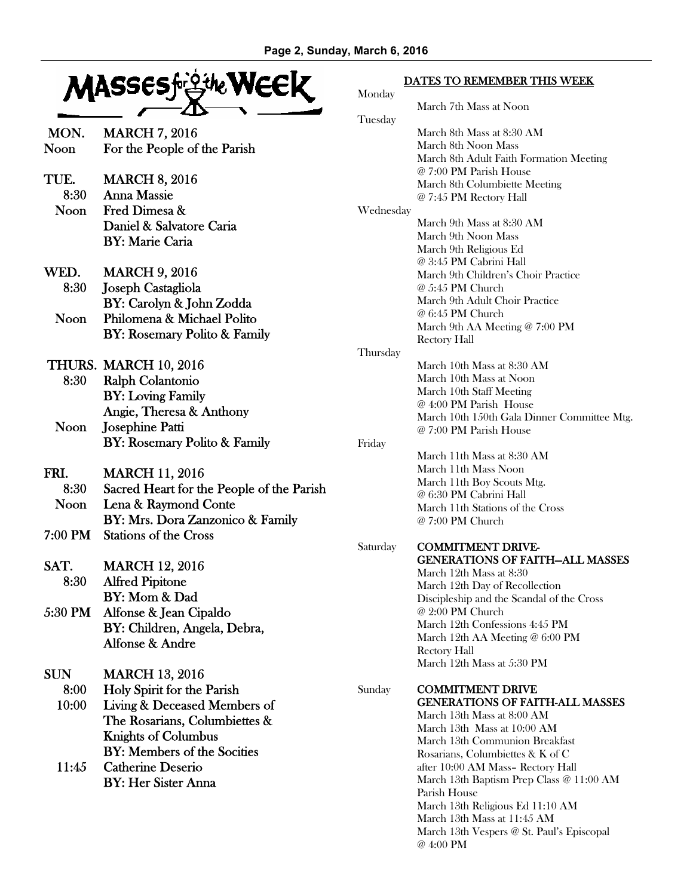# Masses for the Week

**MON. MARCH 7, 2016**
- Noon — For the People of the Parish

**TUE. MARCH 8, 2016**
- 8:30 — Anna Massie
- Noon — Fred Dimesa & Daniel & Salvatore Caria
  BY: Marie Caria

**WED. MARCH 9, 2016**
- 8:30 — Joseph Castagliola
  BY: Carolyn & John Zodda
- Noon — Philomena & Michael Polito
  BY: Rosemary Polito & Family

**THURS. MARCH 10, 2016**
- 8:30 — Ralph Colantonio
  BY: Loving Family
  Angie, Theresa & Anthony
- Noon — Josephine Patti
  BY: Rosemary Polito & Family

**FRI. MARCH 11, 2016**
- 8:30 — Sacred Heart for the People of the Parish
- Noon — Lena & Raymond Conte
  BY: Mrs. Dora Zanzonico & Family
- 7:00 PM — Stations of the Cross

**SAT. MARCH 12, 2016**
- 8:30 — Alfred Pipitone
  BY: Mom & Dad
- 5:30 PM — Alfonse & Jean Cipaldo
  BY: Children, Angela, Debra, Alfonse & Andre

**SUN MARCH 13, 2016**
- 8:00 — Holy Spirit for the Parish
- 10:00 — Living & Deceased Members of The Rosarians, Columbiettes & Knights of Columbus
  BY: Members of the Socities
- 11:45 — Catherine Deserio
  BY: Her Sister Anna

## DATES TO REMEMBER THIS WEEK

**Monday**
- March 7th Mass at Noon

**Tuesday**
- March 8th Mass at 8:30 AM
- March 8th Noon Mass
- March 8th Adult Faith Formation Meeting @ 7:00 PM Parish House
- March 8th Columbiette Meeting @ 7:45 PM Rectory Hall

**Wednesday**
- March 9th Mass at 8:30 AM
- March 9th Noon Mass
- March 9th Religious Ed @ 3:45 PM Cabrini Hall
- March 9th Children's Choir Practice @ 5:45 PM Church
- March 9th Adult Choir Practice @ 6:45 PM Church
- March 9th AA Meeting @ 7:00 PM Rectory Hall

**Thursday**
- March 10th Mass at 8:30 AM
- March 10th Mass at Noon
- March 10th Staff Meeting @ 4:00 PM Parish House
- March 10th 150th Gala Dinner Committee Mtg. @ 7:00 PM Parish House

**Friday**
- March 11th Mass at 8:30 AM
- March 11th Mass Noon
- March 11th Boy Scouts Mtg. @ 6:30 PM Cabrini Hall
- March 11th Stations of the Cross @ 7:00 PM Church

**Saturday**

COMMITMENT DRIVE- GENERATIONS OF FAITH—ALL MASSES
- March 12th Mass at 8:30
- March 12th Day of Recollection Discipleship and the Scandal of the Cross @ 2:00 PM Church
- March 12th Confessions 4:45 PM
- March 12th AA Meeting @ 6:00 PM Rectory Hall
- March 12th Mass at 5:30 PM

**Sunday**

COMMITMENT DRIVE GENERATIONS OF FAITH-ALL MASSES
- March 13th Mass at 8:00 AM
- March 13th Mass at 10:00 AM
- March 13th Communion Breakfast Rosarians, Columbiettes & K of C after 10:00 AM Mass– Rectory Hall
- March 13th Baptism Prep Class @ 11:00 AM Parish House
- March 13th Religious Ed 11:10 AM
- March 13th Mass at 11:45 AM
- March 13th Vespers @ St. Paul's Episcopal @ 4:00 PM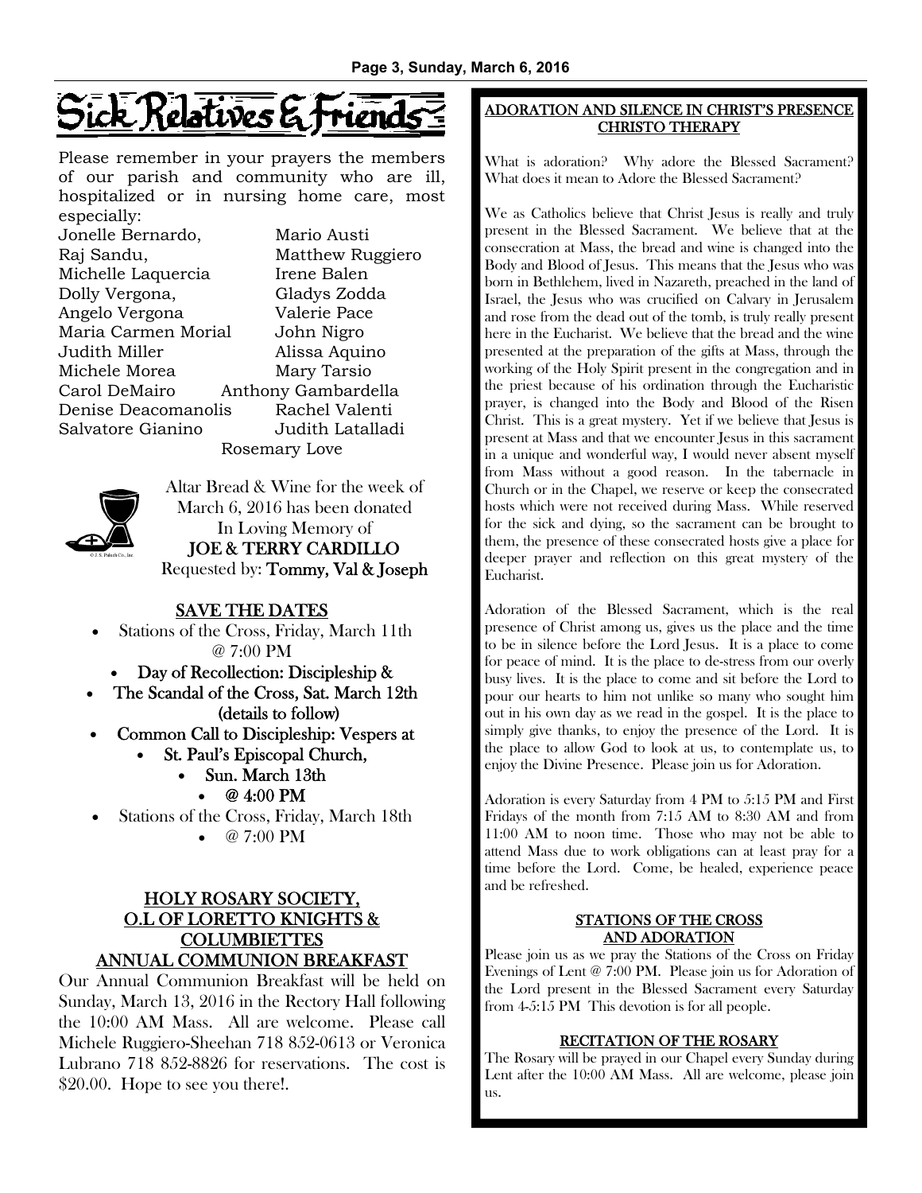# Sick Relatives & Friends

Please remember in your prayers the members of our parish and community who are ill, hospitalized or in nursing home care, most especially:

Jonelle Bernardo, Mario Austi
Raj Sandu, Matthew Ruggiero
Michelle Laquercia Irene Balen
Dolly Vergona, Gladys Zodda
Angelo Vergona Valerie Pace
Maria Carmen Morial John Nigro
Judith Miller Alissa Aquino
Michele Morea Mary Tarsio
Carol DeMairo Anthony Gambardella
Denise Deacomanolis Rachel Valenti
Salvatore Gianino Judith Latalladi
Rosemary Love

Altar Bread & Wine for the week of March 6, 2016 has been donated In Loving Memory of
**JOE & TERRY CARDILLO**
Requested by: **Tommy, Val & Joseph**

## SAVE THE DATES

- Stations of the Cross, Friday, March 11th @ 7:00 PM
- **Day of Recollection: Discipleship &**
- **The Scandal of the Cross, Sat. March 12th (details to follow)**
- **Common Call to Discipleship: Vespers at**
- **St. Paul's Episcopal Church,**
- **Sun. March 13th**
- **@ 4:00 PM**
- Stations of the Cross, Friday, March 18th
- @ 7:00 PM

## HOLY ROSARY SOCIETY, O.L OF LORETTO KNIGHTS & COLUMBIETTES ANNUAL COMMUNION BREAKFAST

Our Annual Communion Breakfast will be held on Sunday, March 13, 2016 in the Rectory Hall following the 10:00 AM Mass. All are welcome. Please call Michele Ruggiero-Sheehan 718 852-0613 or Veronica Lubrano 718 852-8826 for reservations. The cost is $20.00. Hope to see you there!.

## ADORATION AND SILENCE IN CHRIST'S PRESENCE CHRISTO THERAPY

What is adoration? Why adore the Blessed Sacrament? What does it mean to Adore the Blessed Sacrament?

We as Catholics believe that Christ Jesus is really and truly present in the Blessed Sacrament. We believe that at the consecration at Mass, the bread and wine is changed into the Body and Blood of Jesus. This means that the Jesus who was born in Bethlehem, lived in Nazareth, preached in the land of Israel, the Jesus who was crucified on Calvary in Jerusalem and rose from the dead out of the tomb, is truly really present here in the Eucharist. We believe that the bread and the wine presented at the preparation of the gifts at Mass, through the working of the Holy Spirit present in the congregation and in the priest because of his ordination through the Eucharistic prayer, is changed into the Body and Blood of the Risen Christ. This is a great mystery. Yet if we believe that Jesus is present at Mass and that we encounter Jesus in this sacrament in a unique and wonderful way, I would never absent myself from Mass without a good reason. In the tabernacle in Church or in the Chapel, we reserve or keep the consecrated hosts which were not received during Mass. While reserved for the sick and dying, so the sacrament can be brought to them, the presence of these consecrated hosts give a place for deeper prayer and reflection on this great mystery of the Eucharist.

Adoration of the Blessed Sacrament, which is the real presence of Christ among us, gives us the place and the time to be in silence before the Lord Jesus. It is a place to come for peace of mind. It is the place to de-stress from our overly busy lives. It is the place to come and sit before the Lord to pour our hearts to him not unlike so many who sought him out in his own day as we read in the gospel. It is the place to simply give thanks, to enjoy the presence of the Lord. It is the place to allow God to look at us, to contemplate us, to enjoy the Divine Presence. Please join us for Adoration.

Adoration is every Saturday from 4 PM to 5:15 PM and First Fridays of the month from 7:15 AM to 8:30 AM and from 11:00 AM to noon time. Those who may not be able to attend Mass due to work obligations can at least pray for a time before the Lord. Come, be healed, experience peace and be refreshed.

### STATIONS OF THE CROSS AND ADORATION

Please join us as we pray the Stations of the Cross on Friday Evenings of Lent @ 7:00 PM. Please join us for Adoration of the Lord present in the Blessed Sacrament every Saturday from 4-5:15 PM This devotion is for all people.

### RECITATION OF THE ROSARY

The Rosary will be prayed in our Chapel every Sunday during Lent after the 10:00 AM Mass. All are welcome, please join us.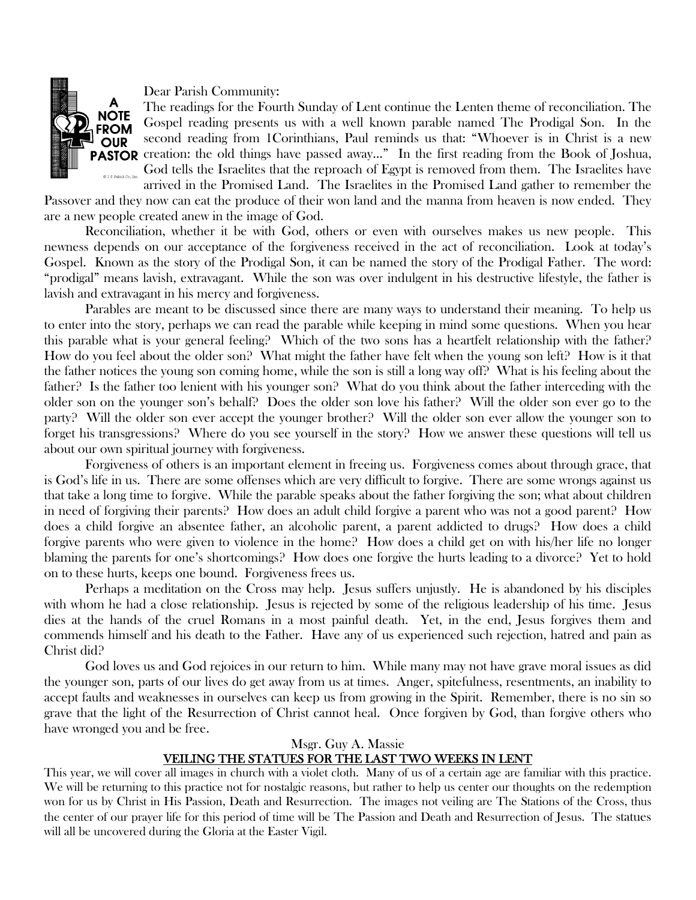A NOTE FROM OUR PASTOR

Dear Parish Community:

The readings for the Fourth Sunday of Lent continue the Lenten theme of reconciliation. The Gospel reading presents us with a well known parable named The Prodigal Son. In the second reading from 1Corinthians, Paul reminds us that: "Whoever is in Christ is a new creation: the old things have passed away…" In the first reading from the Book of Joshua, God tells the Israelites that the reproach of Egypt is removed from them. The Israelites have arrived in the Promised Land. The Israelites in the Promised Land gather to remember the Passover and they now can eat the produce of their won land and the manna from heaven is now ended. They are a new people created anew in the image of God.

Reconciliation, whether it be with God, others or even with ourselves makes us new people. This newness depends on our acceptance of the forgiveness received in the act of reconciliation. Look at today's Gospel. Known as the story of the Prodigal Son, it can be named the story of the Prodigal Father. The word: "prodigal" means lavish, extravagant. While the son was over indulgent in his destructive lifestyle, the father is lavish and extravagant in his mercy and forgiveness.

Parables are meant to be discussed since there are many ways to understand their meaning. To help us to enter into the story, perhaps we can read the parable while keeping in mind some questions. When you hear this parable what is your general feeling? Which of the two sons has a heartfelt relationship with the father? How do you feel about the older son? What might the father have felt when the young son left? How is it that the father notices the young son coming home, while the son is still a long way off? What is his feeling about the father? Is the father too lenient with his younger son? What do you think about the father interceding with the older son on the younger son's behalf? Does the older son love his father? Will the older son ever go to the party? Will the older son ever accept the younger brother? Will the older son ever allow the younger son to forget his transgressions? Where do you see yourself in the story? How we answer these questions will tell us about our own spiritual journey with forgiveness.

Forgiveness of others is an important element in freeing us. Forgiveness comes about through grace, that is God's life in us. There are some offenses which are very difficult to forgive. There are some wrongs against us that take a long time to forgive. While the parable speaks about the father forgiving the son; what about children in need of forgiving their parents? How does an adult child forgive a parent who was not a good parent? How does a child forgive an absentee father, an alcoholic parent, a parent addicted to drugs? How does a child forgive parents who were given to violence in the home? How does a child get on with his/her life no longer blaming the parents for one's shortcomings? How does one forgive the hurts leading to a divorce? Yet to hold on to these hurts, keeps one bound. Forgiveness frees us.

Perhaps a meditation on the Cross may help. Jesus suffers unjustly. He is abandoned by his disciples with whom he had a close relationship. Jesus is rejected by some of the religious leadership of his time. Jesus dies at the hands of the cruel Romans in a most painful death. Yet, in the end, Jesus forgives them and commends himself and his death to the Father. Have any of us experienced such rejection, hatred and pain as Christ did?

God loves us and God rejoices in our return to him. While many may not have grave moral issues as did the younger son, parts of our lives do get away from us at times. Anger, spitefulness, resentments, an inability to accept faults and weaknesses in ourselves can keep us from growing in the Spirit. Remember, there is no sin so grave that the light of the Resurrection of Christ cannot heal. Once forgiven by God, than forgive others who have wronged you and be free.

Msgr. Guy A. Massie

## VEILING THE STATUES FOR THE LAST TWO WEEKS IN LENT

This year, we will cover all images in church with a violet cloth. Many of us of a certain age are familiar with this practice. We will be returning to this practice not for nostalgic reasons, but rather to help us center our thoughts on the redemption won for us by Christ in His Passion, Death and Resurrection. The images not veiling are The Stations of the Cross, thus the center of our prayer life for this period of time will be The Passion and Death and Resurrection of Jesus. The statues will all be uncovered during the Gloria at the Easter Vigil.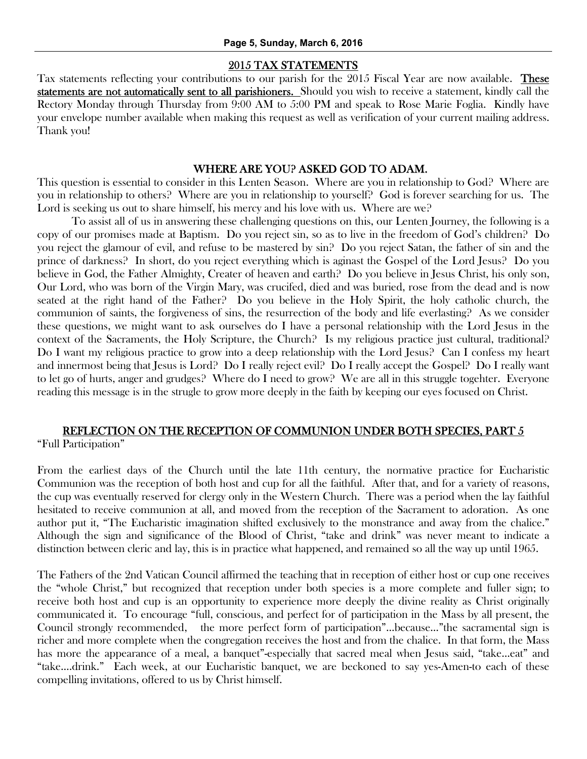## 2015 TAX STATEMENTS

Tax statements reflecting your contributions to our parish for the 2015 Fiscal Year are now available. **These statements are not automatically sent to all parishioners.** Should you wish to receive a statement, kindly call the Rectory Monday through Thursday from 9:00 AM to 5:00 PM and speak to Rose Marie Foglia. Kindly have your envelope number available when making this request as well as verification of your current mailing address. Thank you!

## WHERE ARE YOU? ASKED GOD TO ADAM.

This question is essential to consider in this Lenten Season. Where are you in relationship to God? Where are you in relationship to others? Where are you in relationship to yourself? God is forever searching for us. The Lord is seeking us out to share himself, his mercy and his love with us. Where are we?

To assist all of us in answering these challenging questions on this, our Lenten Journey, the following is a copy of our promises made at Baptism. Do you reject sin, so as to live in the freedom of God's children? Do you reject the glamour of evil, and refuse to be mastered by sin? Do you reject Satan, the father of sin and the prince of darkness? In short, do you reject everything which is aginast the Gospel of the Lord Jesus? Do you believe in God, the Father Almighty, Creater of heaven and earth? Do you believe in Jesus Christ, his only son, Our Lord, who was born of the Virgin Mary, was crucifed, died and was buried, rose from the dead and is now seated at the right hand of the Father? Do you believe in the Holy Spirit, the holy catholic church, the communion of saints, the forgiveness of sins, the resurrection of the body and life everlasting? As we consider these questions, we might want to ask ourselves do I have a personal relationship with the Lord Jesus in the context of the Sacraments, the Holy Scripture, the Church? Is my religious practice just cultural, traditional? Do I want my religious practice to grow into a deep relationship with the Lord Jesus? Can I confess my heart and innermost being that Jesus is Lord? Do I really reject evil? Do I really accept the Gospel? Do I really want to let go of hurts, anger and grudges? Where do I need to grow? We are all in this struggle togehter. Everyone reading this message is in the strugle to grow more deeply in the faith by keeping our eyes focused on Christ.

## REFLECTION ON THE RECEPTION OF COMMUNION UNDER BOTH SPECIES, PART 5

"Full Participation"

From the earliest days of the Church until the late 11th century, the normative practice for Eucharistic Communion was the reception of both host and cup for all the faithful. After that, and for a variety of reasons, the cup was eventually reserved for clergy only in the Western Church. There was a period when the lay faithful hesitated to receive communion at all, and moved from the reception of the Sacrament to adoration. As one author put it, "The Eucharistic imagination shifted exclusively to the monstrance and away from the chalice." Although the sign and significance of the Blood of Christ, "take and drink" was never meant to indicate a distinction between cleric and lay, this is in practice what happened, and remained so all the way up until 1965.

The Fathers of the 2nd Vatican Council affirmed the teaching that in reception of either host or cup one receives the "whole Christ," but recognized that reception under both species is a more complete and fuller sign; to receive both host and cup is an opportunity to experience more deeply the divine reality as Christ originally communicated it. To encourage "full, conscious, and perfect for of participation in the Mass by all present, the Council strongly recommended, the more perfect form of participation"…because…"the sacramental sign is richer and more complete when the congregation receives the host and from the chalice. In that form, the Mass has more the appearance of a meal, a banquet"-especially that sacred meal when Jesus said, "take…eat" and "take….drink." Each week, at our Eucharistic banquet, we are beckoned to say yes-Amen-to each of these compelling invitations, offered to us by Christ himself.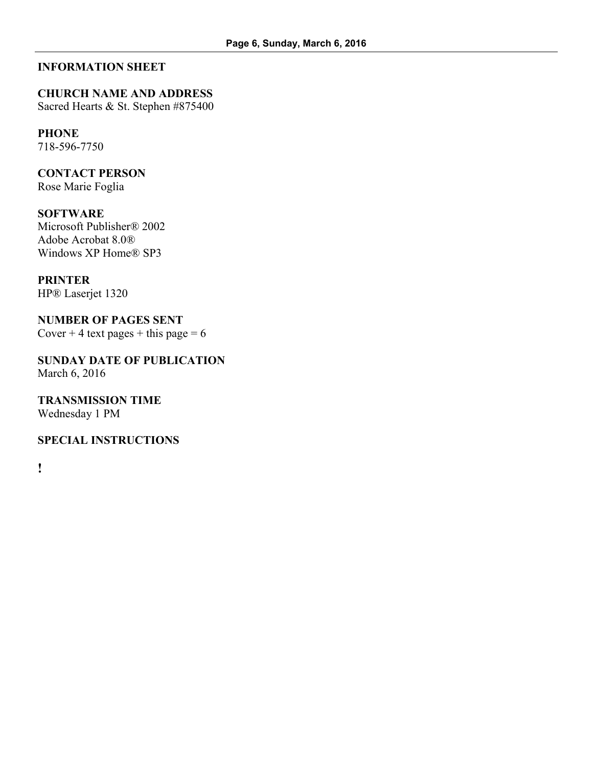**INFORMATION SHEET**

**CHURCH NAME AND ADDRESS**
Sacred Hearts & St. Stephen #875400

**PHONE**
718-596-7750

**CONTACT PERSON**
Rose Marie Foglia

**SOFTWARE**
Microsoft Publisher® 2002
Adobe Acrobat 8.0®
Windows XP Home® SP3

**PRINTER**
HP® Laserjet 1320

**NUMBER OF PAGES SENT**
Cover + 4 text pages + this page = 6

**SUNDAY DATE OF PUBLICATION**
March 6, 2016

**TRANSMISSION TIME**
Wednesday 1 PM

**SPECIAL INSTRUCTIONS**

**!**